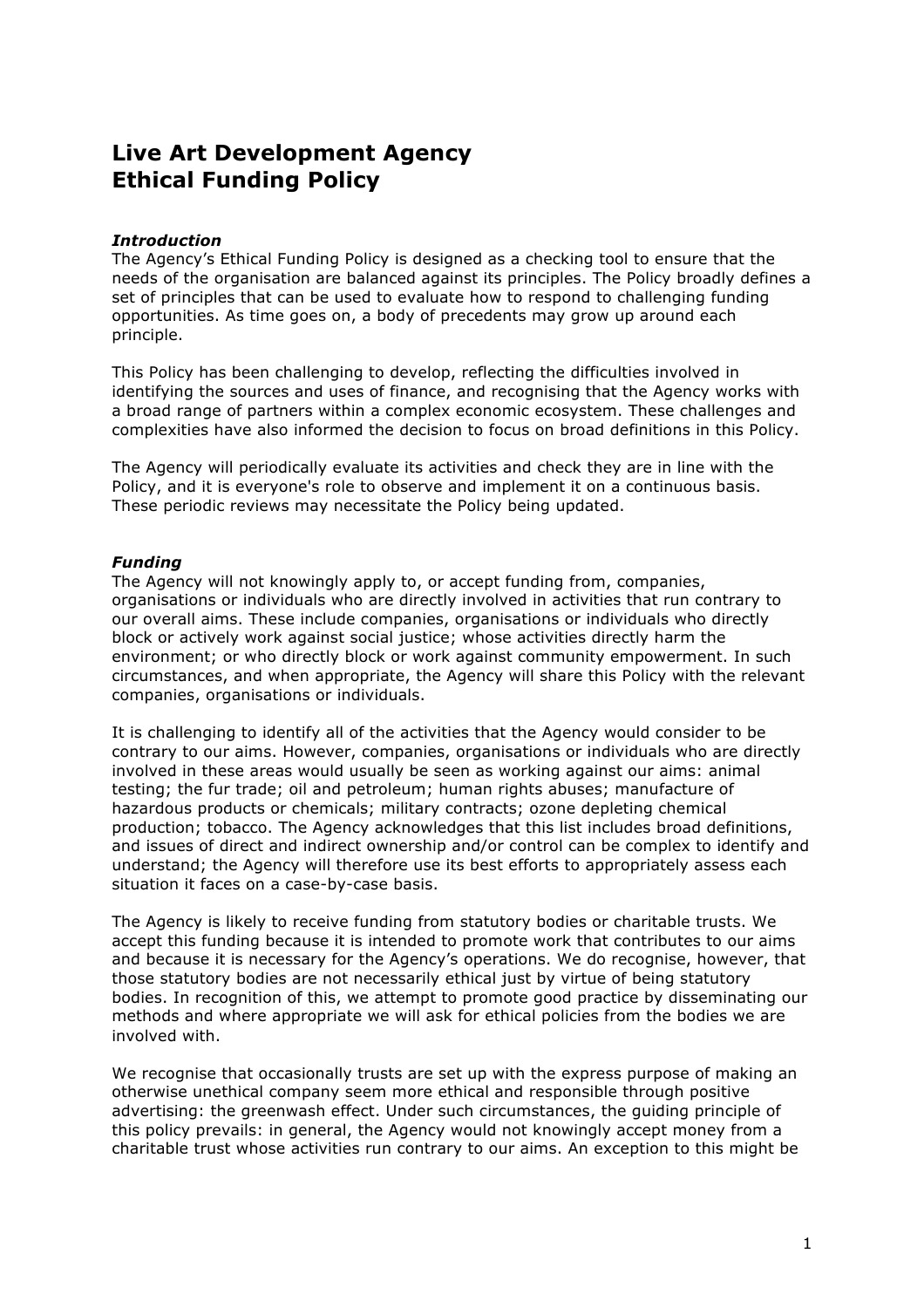# Live Art Development Agency Ethical Funding Policy

***Introduction***

The Agency's Ethical Funding Policy is designed as a checking tool to ensure that the needs of the organisation are balanced against its principles. The Policy broadly defines a set of principles that can be used to evaluate how to respond to challenging funding opportunities. As time goes on, a body of precedents may grow up around each principle.

This Policy has been challenging to develop, reflecting the difficulties involved in identifying the sources and uses of finance, and recognising that the Agency works with a broad range of partners within a complex economic ecosystem. These challenges and complexities have also informed the decision to focus on broad definitions in this Policy.

The Agency will periodically evaluate its activities and check they are in line with the Policy, and it is everyone's role to observe and implement it on a continuous basis. These periodic reviews may necessitate the Policy being updated.

***Funding***

The Agency will not knowingly apply to, or accept funding from, companies, organisations or individuals who are directly involved in activities that run contrary to our overall aims. These include companies, organisations or individuals who directly block or actively work against social justice; whose activities directly harm the environment; or who directly block or work against community empowerment. In such circumstances, and when appropriate, the Agency will share this Policy with the relevant companies, organisations or individuals.

It is challenging to identify all of the activities that the Agency would consider to be contrary to our aims. However, companies, organisations or individuals who are directly involved in these areas would usually be seen as working against our aims: animal testing; the fur trade; oil and petroleum; human rights abuses; manufacture of hazardous products or chemicals; military contracts; ozone depleting chemical production; tobacco. The Agency acknowledges that this list includes broad definitions, and issues of direct and indirect ownership and/or control can be complex to identify and understand; the Agency will therefore use its best efforts to appropriately assess each situation it faces on a case-by-case basis.

The Agency is likely to receive funding from statutory bodies or charitable trusts. We accept this funding because it is intended to promote work that contributes to our aims and because it is necessary for the Agency's operations. We do recognise, however, that those statutory bodies are not necessarily ethical just by virtue of being statutory bodies. In recognition of this, we attempt to promote good practice by disseminating our methods and where appropriate we will ask for ethical policies from the bodies we are involved with.

We recognise that occasionally trusts are set up with the express purpose of making an otherwise unethical company seem more ethical and responsible through positive advertising: the greenwash effect. Under such circumstances, the guiding principle of this policy prevails: in general, the Agency would not knowingly accept money from a charitable trust whose activities run contrary to our aims. An exception to this might be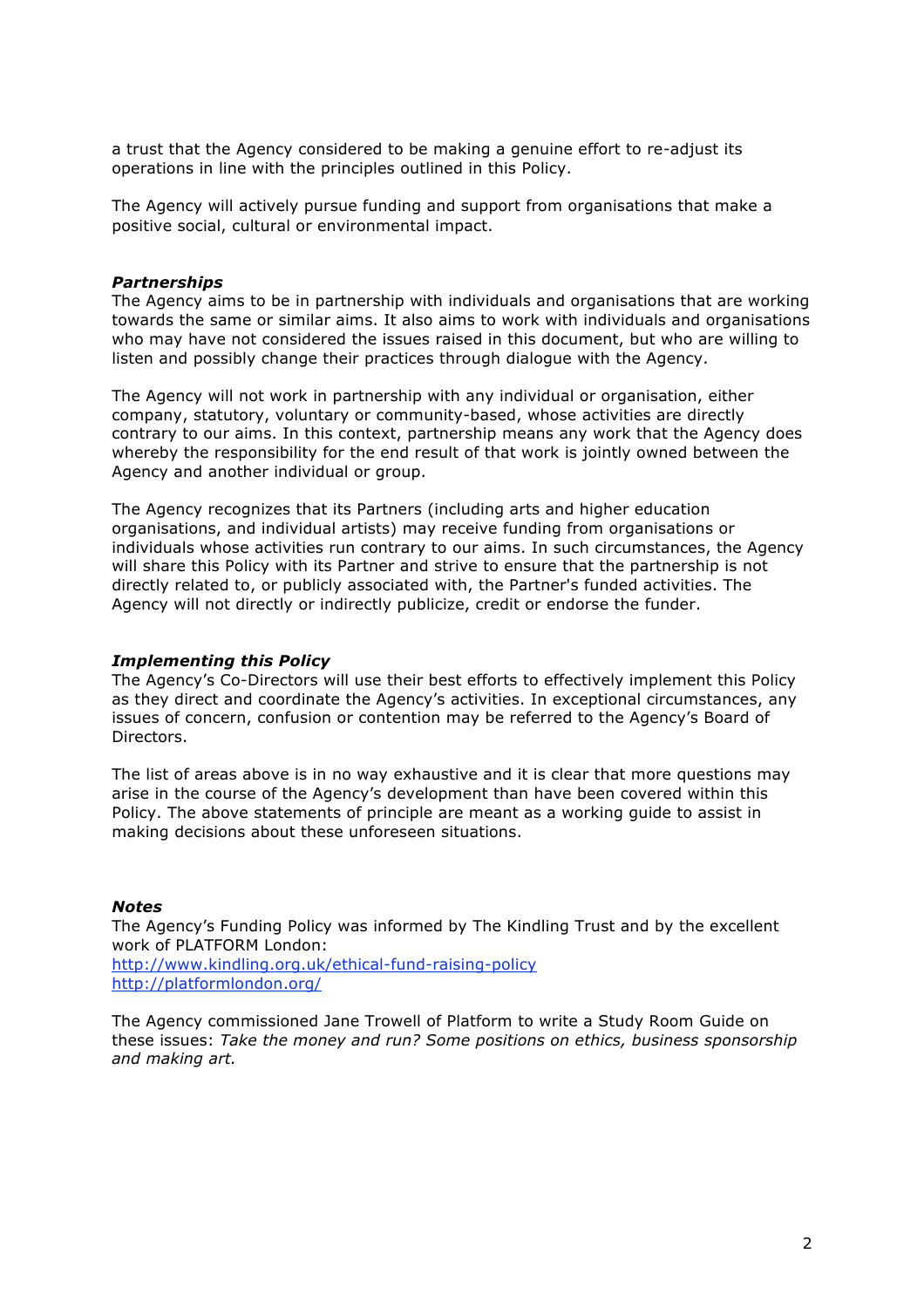a trust that the Agency considered to be making a genuine effort to re-adjust its operations in line with the principles outlined in this Policy.

The Agency will actively pursue funding and support from organisations that make a positive social, cultural or environmental impact.

### *Partnerships*

The Agency aims to be in partnership with individuals and organisations that are working towards the same or similar aims. It also aims to work with individuals and organisations who may have not considered the issues raised in this document, but who are willing to listen and possibly change their practices through dialogue with the Agency.

The Agency will not work in partnership with any individual or organisation, either company, statutory, voluntary or community-based, whose activities are directly contrary to our aims. In this context, partnership means any work that the Agency does whereby the responsibility for the end result of that work is jointly owned between the Agency and another individual or group.

The Agency recognizes that its Partners (including arts and higher education organisations, and individual artists) may receive funding from organisations or individuals whose activities run contrary to our aims. In such circumstances, the Agency will share this Policy with its Partner and strive to ensure that the partnership is not directly related to, or publicly associated with, the Partner's funded activities. The Agency will not directly or indirectly publicize, credit or endorse the funder.

### *Implementing this Policy*

The Agency's Co-Directors will use their best efforts to effectively implement this Policy as they direct and coordinate the Agency's activities. In exceptional circumstances, any issues of concern, confusion or contention may be referred to the Agency's Board of Directors.

The list of areas above is in no way exhaustive and it is clear that more questions may arise in the course of the Agency's development than have been covered within this Policy. The above statements of principle are meant as a working guide to assist in making decisions about these unforeseen situations.

### *Notes*

The Agency's Funding Policy was informed by The Kindling Trust and by the excellent work of PLATFORM London:
http://www.kindling.org.uk/ethical-fund-raising-policy
http://platformlondon.org/

The Agency commissioned Jane Trowell of Platform to write a Study Room Guide on these issues: *Take the money and run? Some positions on ethics, business sponsorship and making art.*